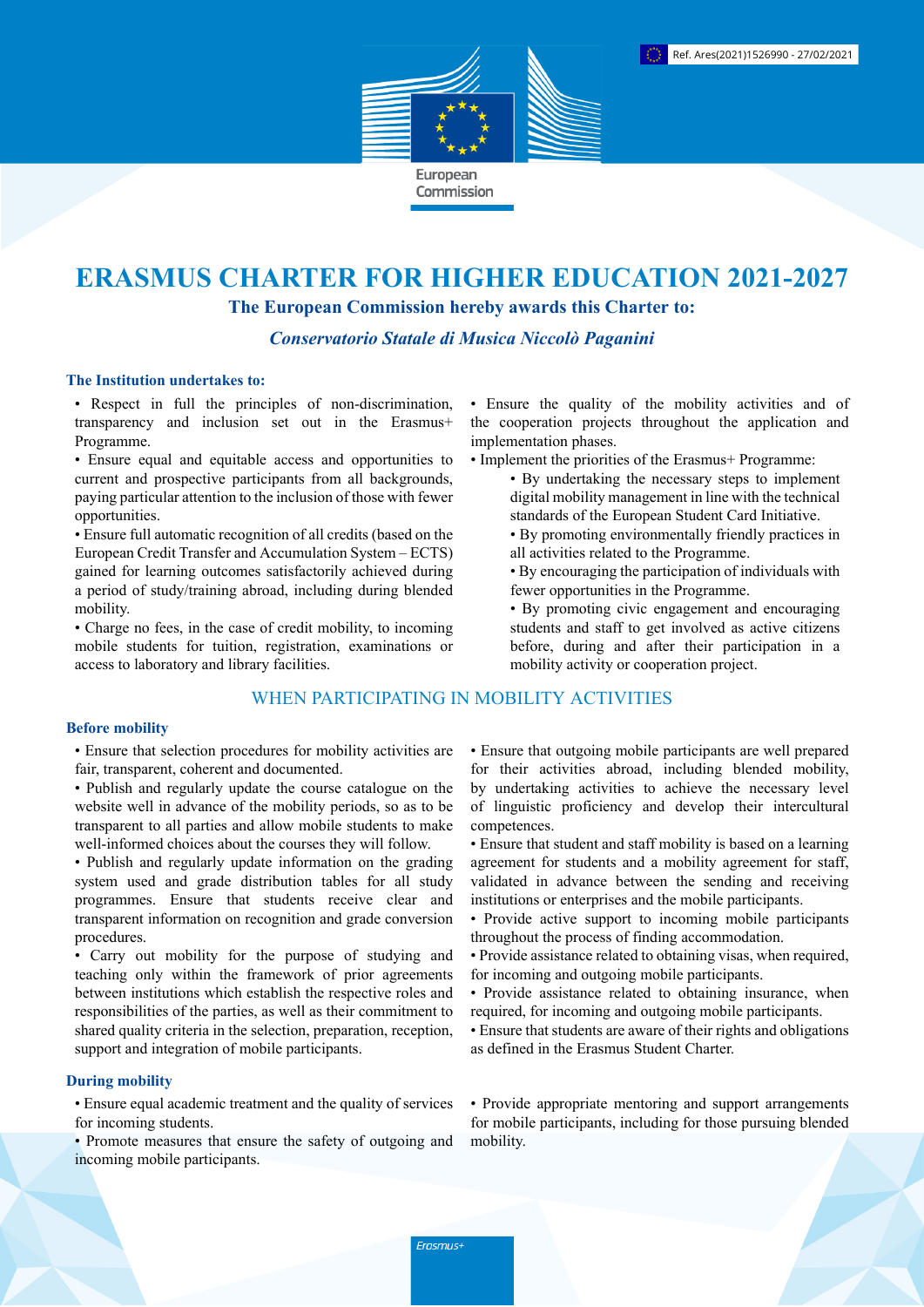Ref. Ares(2021)1526990 - 27/02/2021

European Commission

# ERASMUS CHARTER FOR HIGHER EDUCATION 2021-2027

**The European Commission hereby awards this Charter to:**

***Conservatorio Statale di Musica Niccolò Paganini***

### The Institution undertakes to:

- Respect in full the principles of non-discrimination, transparency and inclusion set out in the Erasmus+ Programme.
- Ensure equal and equitable access and opportunities to current and prospective participants from all backgrounds, paying particular attention to the inclusion of those with fewer opportunities.
- Ensure full automatic recognition of all credits (based on the European Credit Transfer and Accumulation System – ECTS) gained for learning outcomes satisfactorily achieved during a period of study/training abroad, including during blended mobility.
- Charge no fees, in the case of credit mobility, to incoming mobile students for tuition, registration, examinations or access to laboratory and library facilities.
- Ensure the quality of the mobility activities and of the cooperation projects throughout the application and implementation phases.
- Implement the priorities of the Erasmus+ Programme:
  - By undertaking the necessary steps to implement digital mobility management in line with the technical standards of the European Student Card Initiative.
  - By promoting environmentally friendly practices in all activities related to the Programme.
  - By encouraging the participation of individuals with fewer opportunities in the Programme.
  - By promoting civic engagement and encouraging students and staff to get involved as active citizens before, during and after their participation in a mobility activity or cooperation project.

## WHEN PARTICIPATING IN MOBILITY ACTIVITIES

### Before mobility

- Ensure that selection procedures for mobility activities are fair, transparent, coherent and documented.
- Publish and regularly update the course catalogue on the website well in advance of the mobility periods, so as to be transparent to all parties and allow mobile students to make well-informed choices about the courses they will follow.
- Publish and regularly update information on the grading system used and grade distribution tables for all study programmes. Ensure that students receive clear and transparent information on recognition and grade conversion procedures.
- Carry out mobility for the purpose of studying and teaching only within the framework of prior agreements between institutions which establish the respective roles and responsibilities of the parties, as well as their commitment to shared quality criteria in the selection, preparation, reception, support and integration of mobile participants.
- Ensure that outgoing mobile participants are well prepared for their activities abroad, including blended mobility, by undertaking activities to achieve the necessary level of linguistic proficiency and develop their intercultural competences.
- Ensure that student and staff mobility is based on a learning agreement for students and a mobility agreement for staff, validated in advance between the sending and receiving institutions or enterprises and the mobile participants.
- Provide active support to incoming mobile participants throughout the process of finding accommodation.
- Provide assistance related to obtaining visas, when required, for incoming and outgoing mobile participants.
- Provide assistance related to obtaining insurance, when required, for incoming and outgoing mobile participants.
- Ensure that students are aware of their rights and obligations as defined in the Erasmus Student Charter.

### During mobility

- Ensure equal academic treatment and the quality of services for incoming students.
- Promote measures that ensure the safety of outgoing and incoming mobile participants.
- Provide appropriate mentoring and support arrangements for mobile participants, including for those pursuing blended mobility.

Erasmus+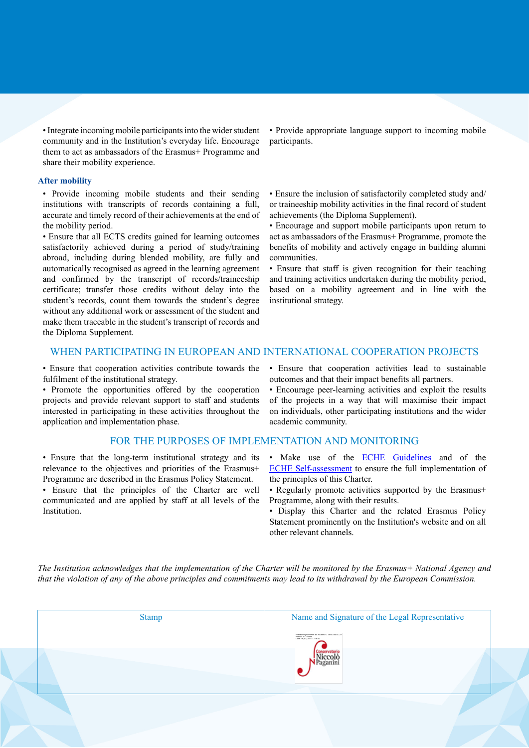• Integrate incoming mobile participants into the wider student community and in the Institution's everyday life. Encourage them to act as ambassadors of the Erasmus+ Programme and share their mobility experience.

• Provide appropriate language support to incoming mobile participants.

### After mobility

• Provide incoming mobile students and their sending institutions with transcripts of records containing a full, accurate and timely record of their achievements at the end of the mobility period.

• Ensure that all ECTS credits gained for learning outcomes satisfactorily achieved during a period of study/training abroad, including during blended mobility, are fully and automatically recognised as agreed in the learning agreement and confirmed by the transcript of records/traineeship certificate; transfer those credits without delay into the student's records, count them towards the student's degree without any additional work or assessment of the student and make them traceable in the student's transcript of records and the Diploma Supplement.

• Ensure the inclusion of satisfactorily completed study and/or traineeship mobility activities in the final record of student achievements (the Diploma Supplement).

• Encourage and support mobile participants upon return to act as ambassadors of the Erasmus+ Programme, promote the benefits of mobility and actively engage in building alumni communities.

• Ensure that staff is given recognition for their teaching and training activities undertaken during the mobility period, based on a mobility agreement and in line with the institutional strategy.

## WHEN PARTICIPATING IN EUROPEAN AND INTERNATIONAL COOPERATION PROJECTS

• Ensure that cooperation activities contribute towards the fulfilment of the institutional strategy.

• Promote the opportunities offered by the cooperation projects and provide relevant support to staff and students interested in participating in these activities throughout the application and implementation phase.

• Ensure that cooperation activities lead to sustainable outcomes and that their impact benefits all partners.

• Encourage peer-learning activities and exploit the results of the projects in a way that will maximise their impact on individuals, other participating institutions and the wider academic community.

## FOR THE PURPOSES OF IMPLEMENTATION AND MONITORING

• Ensure that the long-term institutional strategy and its relevance to the objectives and priorities of the Erasmus+ Programme are described in the Erasmus Policy Statement.

• Ensure that the principles of the Charter are well communicated and are applied by staff at all levels of the Institution.

• Make use of the ECHE Guidelines and of the ECHE Self-assessment to ensure the full implementation of the principles of this Charter.

• Regularly promote activities supported by the Erasmus+ Programme, along with their results.

• Display this Charter and the related Erasmus Policy Statement prominently on the Institution's website and on all other relevant channels.

*The Institution acknowledges that the implementation of the Charter will be monitored by the Erasmus+ National Agency and that the violation of any of the above principles and commitments may lead to its withdrawal by the European Commission.*

| Stamp | Name and Signature of the Legal Representative |
| --- | --- |
| | Firmato digitalmente da ROBERTO TAGLIAMACCO Conservatorio Niccolò Paganini |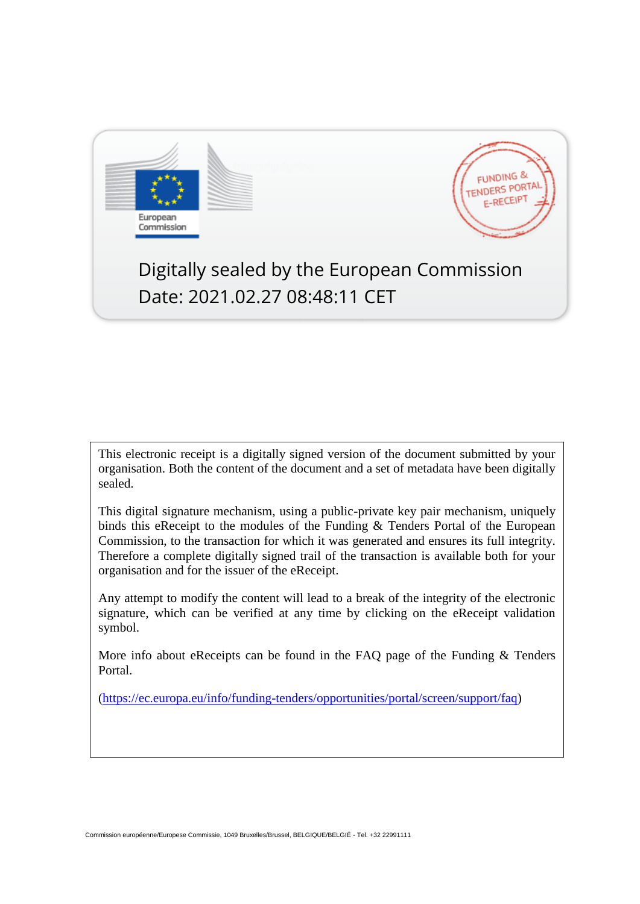European Commission

FUNDING & TENDERS PORTAL E-RECEIPT

Digitally sealed by the European Commission
Date: 2021.02.27 08:48:11 CET

This electronic receipt is a digitally signed version of the document submitted by your organisation. Both the content of the document and a set of metadata have been digitally sealed.

This digital signature mechanism, using a public-private key pair mechanism, uniquely binds this eReceipt to the modules of the Funding & Tenders Portal of the European Commission, to the transaction for which it was generated and ensures its full integrity. Therefore a complete digitally signed trail of the transaction is available both for your organisation and for the issuer of the eReceipt.

Any attempt to modify the content will lead to a break of the integrity of the electronic signature, which can be verified at any time by clicking on the eReceipt validation symbol.

More info about eReceipts can be found in the FAQ page of the Funding & Tenders Portal.

(https://ec.europa.eu/info/funding-tenders/opportunities/portal/screen/support/faq)

Commission européenne/Europese Commissie, 1049 Bruxelles/Brussel, BELGIQUE/BELGIË - Tel. +32 22991111